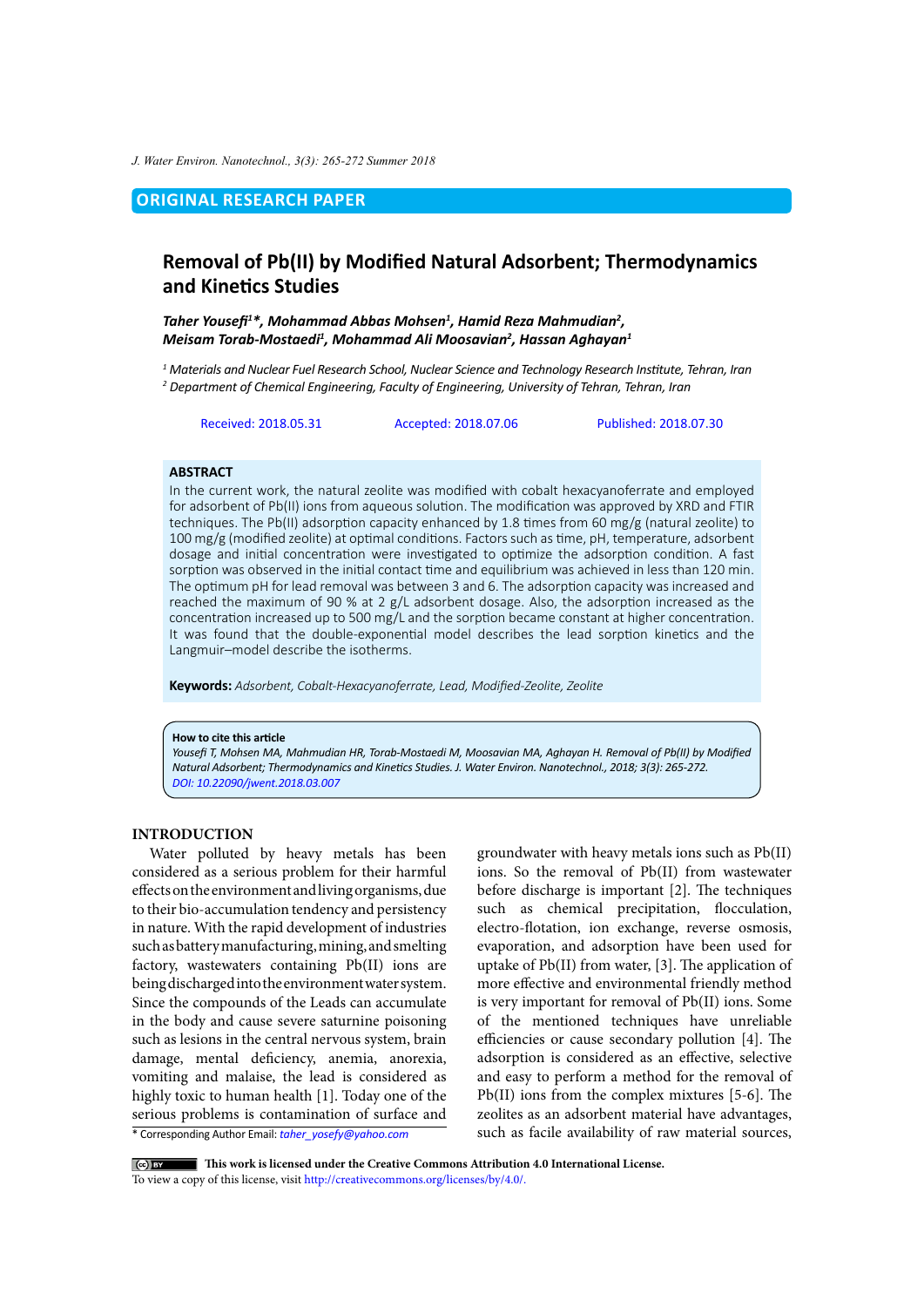ORIGINAL RESEARCH PAPER

# Removal of Pb(II) by Modified Natural Adsorbent; Thermodynamics and Kinetics Studies

***Taher Yousefi[1]\*, Mohammad Abbas Mohsen[1], Hamid Reza Mahmudian[2], Meisam Torab-Mostaedi[1], Mohammad Ali Moosavian[2], Hassan Aghayan[1]***

*[1] Materials and Nuclear Fuel Research School, Nuclear Science and Technology Research Institute, Tehran, Iran*
*[2] Department of Chemical Engineering, Faculty of Engineering, University of Tehran, Tehran, Iran*

Received: 2018.05.31 Accepted: 2018.07.06 Published: 2018.07.30

## ABSTRACT

In the current work, the natural zeolite was modified with cobalt hexacyanoferrate and employed for adsorbent of Pb(II) ions from aqueous solution. The modification was approved by XRD and FTIR techniques. The Pb(II) adsorption capacity enhanced by 1.8 times from 60 mg/g (natural zeolite) to 100 mg/g (modified zeolite) at optimal conditions. Factors such as time, pH, temperature, adsorbent dosage and initial concentration were investigated to optimize the adsorption condition. A fast sorption was observed in the initial contact time and equilibrium was achieved in less than 120 min. The optimum pH for lead removal was between 3 and 6. The adsorption capacity was increased and reached the maximum of 90 % at 2 g/L adsorbent dosage. Also, the adsorption increased as the concentration increased up to 500 mg/L and the sorption became constant at higher concentration. It was found that the double-exponential model describes the lead sorption kinetics and the Langmuir–model describe the isotherms.

**Keywords:** *Adsorbent, Cobalt-Hexacyanoferrate, Lead, Modified-Zeolite, Zeolite*

**How to cite this article**
*Yousefi T, Mohsen MA, Mahmudian HR, Torab-Mostaedi M, Moosavian MA, Aghayan H. Removal of Pb(II) by Modified Natural Adsorbent; Thermodynamics and Kinetics Studies. J. Water Environ. Nanotechnol., 2018; 3(3): 265-272.*
*DOI: 10.22090/jwent.2018.03.007*

## INTRODUCTION

Water polluted by heavy metals has been considered as a serious problem for their harmful effects on the environment and living organisms, due to their bio-accumulation tendency and persistency in nature. With the rapid development of industries such as battery manufacturing, mining, and smelting factory, wastewaters containing Pb(II) ions are being discharged into the environment water system. Since the compounds of the Leads can accumulate in the body and cause severe saturnine poisoning such as lesions in the central nervous system, brain damage, mental deficiency, anemia, anorexia, vomiting and malaise, the lead is considered as highly toxic to human health [1]. Today one of the serious problems is contamination of surface and groundwater with heavy metals ions such as Pb(II) ions. So the removal of Pb(II) from wastewater before discharge is important [2]. The techniques such as chemical precipitation, flocculation, electro-flotation, ion exchange, reverse osmosis, evaporation, and adsorption have been used for uptake of Pb(II) from water, [3]. The application of more effective and environmental friendly method is very important for removal of Pb(II) ions. Some of the mentioned techniques have unreliable efficiencies or cause secondary pollution [4]. The adsorption is considered as an effective, selective and easy to perform a method for the removal of Pb(II) ions from the complex mixtures [5-6]. The zeolites as an adsorbent material have advantages, such as facile availability of raw material sources,

\* Corresponding Author Email: *taher_yosefy@yahoo.com*

**This work is licensed under the Creative Commons Attribution 4.0 International License.**
To view a copy of this license, visit http://creativecommons.org/licenses/by/4.0/.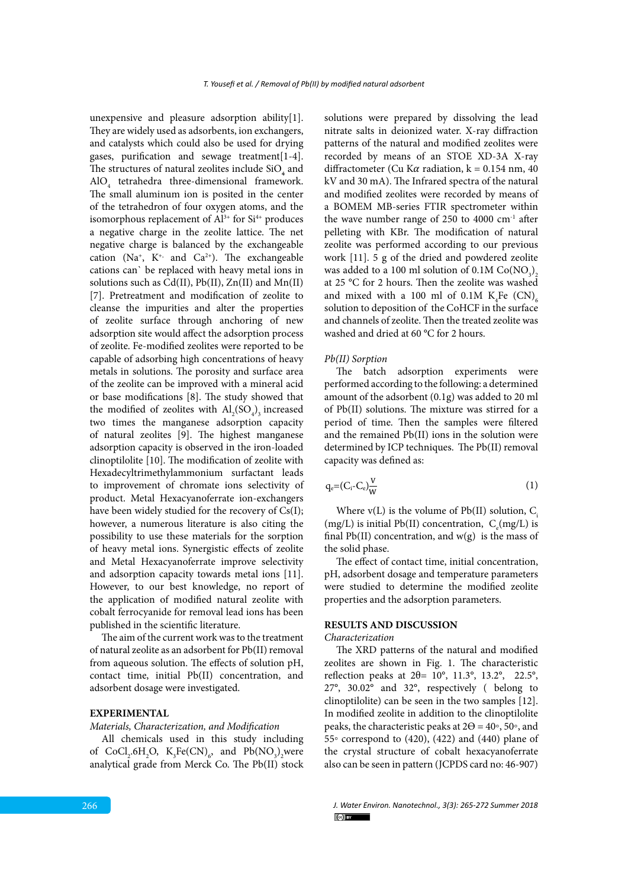unexpensive and pleasure adsorption ability[1]. They are widely used as adsorbents, ion exchangers, and catalysts which could also be used for drying gases, purification and sewage treatment[1-4]. The structures of natural zeolites include $SiO_4$ and $AlO_4$ tetrahedra three-dimensional framework. The small aluminum ion is posited in the center of the tetrahedron of four oxygen atoms, and the isomorphous replacement of $Al^{3+}$ for $Si^{4+}$ produces a negative charge in the zeolite lattice. The net negative charge is balanced by the exchangeable cation ($Na^{+}$, $K^{+}$, and $Ca^{2+}$). The exchangeable cations can` be replaced with heavy metal ions in solutions such as Cd(II), Pb(II), Zn(II) and Mn(II) [7]. Pretreatment and modification of zeolite to cleanse the impurities and alter the properties of zeolite surface through anchoring of new adsorption site would affect the adsorption process of zeolite. Fe-modified zeolites were reported to be capable of adsorbing high concentrations of heavy metals in solutions. The porosity and surface area of the zeolite can be improved with a mineral acid or base modifications [8]. The study showed that the modified of zeolites with $Al_2(SO_4)_3$ increased two times the manganese adsorption capacity of natural zeolites [9]. The highest manganese adsorption capacity is observed in the iron-loaded clinoptilolite [10]. The modification of zeolite with Hexadecyltrimethylammonium surfactant leads to improvement of chromate ions selectivity of product. Metal Hexacyanoferrate ion-exchangers have been widely studied for the recovery of Cs(I); however, a numerous literature is also citing the possibility to use these materials for the sorption of heavy metal ions. Synergistic effects of zeolite and Metal Hexacyanoferrate improve selectivity and adsorption capacity towards metal ions [11]. However, to our best knowledge, no report of the application of modified natural zeolite with cobalt ferrocyanide for removal lead ions has been published in the scientific literature.

The aim of the current work was to the treatment of natural zeolite as an adsorbent for Pb(II) removal from aqueous solution. The effects of solution pH, contact time, initial Pb(II) concentration, and adsorbent dosage were investigated.

## EXPERIMENTAL

*Materials, Characterization, and Modification*

All chemicals used in this study including of $CoCl_2.6H_2O$, $K_3Fe(CN)_6$, and $Pb(NO_3)_2$ were analytical grade from Merck Co. The Pb(II) stock solutions were prepared by dissolving the lead nitrate salts in deionized water. X-ray diffraction patterns of the natural and modified zeolites were recorded by means of an STOE XD-3A X-ray diffractometer (Cu K$\alpha$ radiation, k = 0.154 nm, 40 kV and 30 mA). The Infrared spectra of the natural and modified zeolites were recorded by means of a BOMEM MB-series FTIR spectrometer within the wave number range of 250 to 4000 $cm^{-1}$ after pelleting with KBr. The modification of natural zeolite was performed according to our previous work [11]. 5 g of the dried and powdered zeolite was added to a 100 ml solution of 0.1M $Co(NO_3)_2$ at 25 °C for 2 hours. Then the zeolite was washed and mixed with a 100 ml of 0.1M $K_4Fe(CN)_6$ solution to deposition of the CoHCF in the surface and channels of zeolite. Then the treated zeolite was washed and dried at 60 °C for 2 hours.

*Pb(II) Sorption*

The batch adsorption experiments were performed according to the following: a determined amount of the adsorbent (0.1g) was added to 20 ml of Pb(II) solutions. The mixture was stirred for a period of time. Then the samples were filtered and the remained Pb(II) ions in the solution were determined by ICP techniques. The Pb(II) removal capacity was defined as:

$$q_e = (C_i - C_e)\frac{V}{W} \tag{1}$$

Where v(L) is the volume of Pb(II) solution, $C_i$ (mg/L) is initial Pb(II) concentration, $C_e$(mg/L) is final Pb(II) concentration, and w(g) is the mass of the solid phase.

The effect of contact time, initial concentration, pH, adsorbent dosage and temperature parameters were studied to determine the modified zeolite properties and the adsorption parameters.

## RESULTS AND DISCUSSION

*Characterization*

The XRD patterns of the natural and modified zeolites are shown in Fig. 1. The characteristic reflection peaks at 2θ= 10°, 11.3°, 13.2°, 22.5°, 27°, 30.02° and 32°, respectively ( belong to clinoptilolite) can be seen in the two samples [12]. In modified zeolite in addition to the clinoptilolite peaks, the characteristic peaks at 2Θ = 40°, 50°, and 55° correspond to (420), (422) and (440) plane of the crystal structure of cobalt hexacyanoferrate also can be seen in pattern (JCPDS card no: 46-907)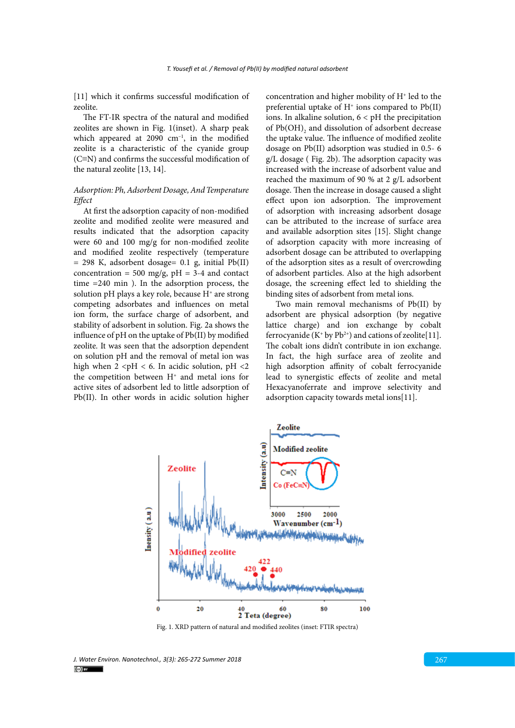[11] which it confirms successful modification of zeolite.

The FT-IR spectra of the natural and modified zeolites are shown in Fig. 1(inset). A sharp peak which appeared at 2090 $cm^{-1}$, in the modified zeolite is a characteristic of the cyanide group (C≡N) and confirms the successful modification of the natural zeolite [13, 14].

*Adsorption: Ph, Adsorbent Dosage, And Temperature Effect*

At first the adsorption capacity of non-modified zeolite and modified zeolite were measured and results indicated that the adsorption capacity were 60 and 100 mg/g for non-modified zeolite and modified zeolite respectively (temperature = 298 K, adsorbent dosage= 0.1 g, initial Pb(II) concentration = 500 mg/g, pH = 3-4 and contact time =240 min ). In the adsorption process, the solution pH plays a key role, because $H^+$ are strong competing adsorbates and influences on metal ion form, the surface charge of adsorbent, and stability of adsorbent in solution. Fig. 2a shows the influence of pH on the uptake of Pb(II) by modified zeolite. It was seen that the adsorption dependent on solution pH and the removal of metal ion was high when 2 <pH < 6. In acidic solution, pH <2 the competition between $H^+$ and metal ions for active sites of adsorbent led to little adsorption of Pb(II). In other words in acidic solution higher concentration and higher mobility of $H^+$ led to the preferential uptake of $H^+$ ions compared to Pb(II) ions. In alkaline solution, 6 < pH the precipitation of $Pb(OH)_2$ and dissolution of adsorbent decrease the uptake value. The influence of modified zeolite dosage on Pb(II) adsorption was studied in 0.5- 6 g/L dosage ( Fig. 2b). The adsorption capacity was increased with the increase of adsorbent value and reached the maximum of 90 % at 2 g/L adsorbent dosage. Then the increase in dosage caused a slight effect upon ion adsorption. The improvement of adsorption with increasing adsorbent dosage can be attributed to the increase of surface area and available adsorption sites [15]. Slight change of adsorption capacity with more increasing of adsorbent dosage can be attributed to overlapping of the adsorption sites as a result of overcrowding of adsorbent particles. Also at the high adsorbent dosage, the screening effect led to shielding the binding sites of adsorbent from metal ions.

Two main removal mechanisms of Pb(II) by adsorbent are physical adsorption (by negative lattice charge) and ion exchange by cobalt ferrocyanide ($K^+$ by $Pb^{2+}$) and cations of zeolite[11]. The cobalt ions didn't contribute in ion exchange. In fact, the high surface area of zeolite and high adsorption affinity of cobalt ferrocyanide lead to synergistic effects of zeolite and metal Hexacyanoferrate and improve selectivity and adsorption capacity towards metal ions[11].

Fig. 1. XRD pattern of natural and modified zeolites (inset: FTIR spectra)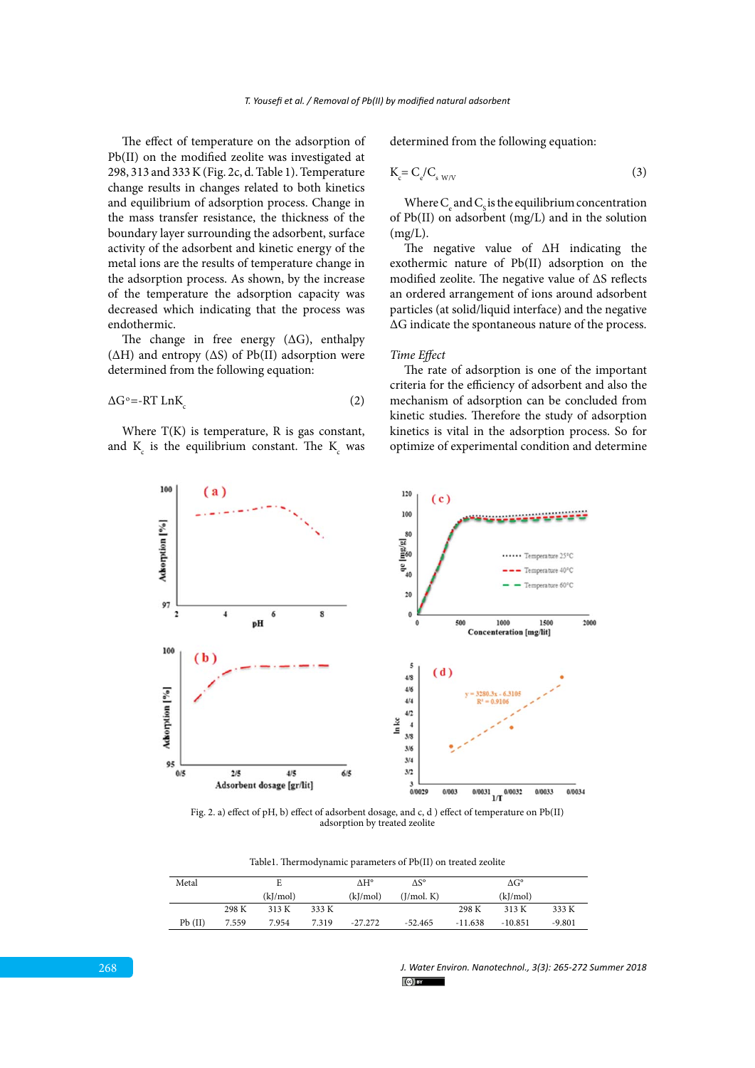The effect of temperature on the adsorption of Pb(II) on the modified zeolite was investigated at 298, 313 and 333 K (Fig. 2c, d. Table 1). Temperature change results in changes related to both kinetics and equilibrium of adsorption process. Change in the mass transfer resistance, the thickness of the boundary layer surrounding the adsorbent, surface activity of the adsorbent and kinetic energy of the metal ions are the results of temperature change in the adsorption process. As shown, by the increase of the temperature the adsorption capacity was decreased which indicating that the process was endothermic.

The change in free energy (ΔG), enthalpy (ΔH) and entropy (ΔS) of Pb(II) adsorption were determined from the following equation:

$$\Delta G° = -RT \, LnK_c \quad (2)$$

Where T(K) is temperature, R is gas constant, and $K_c$ is the equilibrium constant. The $K_c$ was determined from the following equation:

$$K_c = C_e / C_{s \; W/V} \quad (3)$$

Where $C_e$ and $C_S$ is the equilibrium concentration of Pb(II) on adsorbent (mg/L) and in the solution (mg/L).

The negative value of ΔH indicating the exothermic nature of Pb(II) adsorption on the modified zeolite. The negative value of ΔS reflects an ordered arrangement of ions around adsorbent particles (at solid/liquid interface) and the negative ΔG indicate the spontaneous nature of the process.

*Time Effect*

The rate of adsorption is one of the important criteria for the efficiency of adsorbent and also the mechanism of adsorption can be concluded from kinetic studies. Therefore the study of adsorption kinetics is vital in the adsorption process. So for optimize of experimental condition and determine

Fig. 2. a) effect of pH, b) effect of adsorbent dosage, and c, d ) effect of temperature on Pb(II) adsorption by treated zeolite

Table1. Thermodynamic parameters of Pb(II) on treated zeolite

| Metal | E (kJ/mol) | | | ΔH° (kJ/mol) | ΔS° (J/mol. K) | ΔG° (kJ/mol) | | |
|---|---|---|---|---|---|---|---|---|
| | 298 K | 313 K | 333 K | | | 298 K | 313 K | 333 K |
| Pb (II) | 7.559 | 7.954 | 7.319 | -27.272 | -52.465 | -11.638 | -10.851 | -9.801 |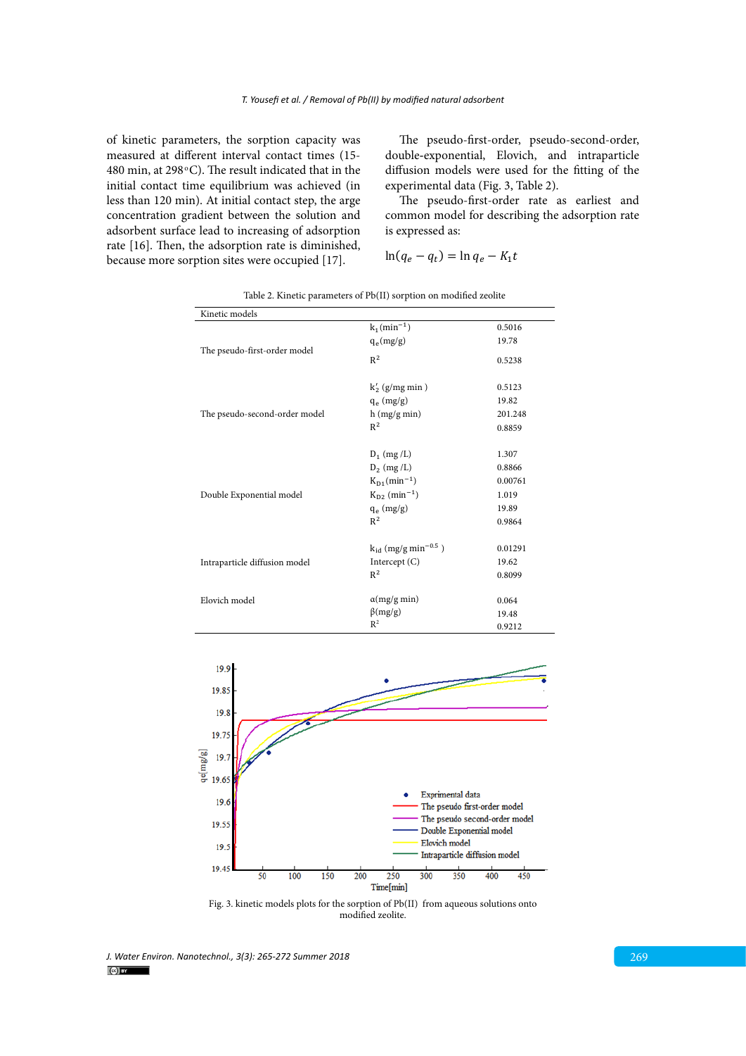of kinetic parameters, the sorption capacity was measured at different interval contact times (15-480 min, at 298 °C). The result indicated that in the initial contact time equilibrium was achieved (in less than 120 min). At initial contact step, the arge concentration gradient between the solution and adsorbent surface lead to increasing of adsorption rate [16]. Then, the adsorption rate is diminished, because more sorption sites were occupied [17].

The pseudo-first-order, pseudo-second-order, double-exponential, Elovich, and intraparticle diffusion models were used for the fitting of the experimental data (Fig. 3, Table 2).

The pseudo-first-order rate as earliest and common model for describing the adsorption rate is expressed as:

$$\ln(q_e - q_t) = \ln q_e - K_1 t$$

Table 2. Kinetic parameters of Pb(II) sorption on modified zeolite

| Kinetic models | | |
|---|---|---|
| The pseudo-first-order model | $k_1$ (min$^{-1}$) | 0.5016 |
| | $q_e$ (mg/g) | 19.78 |
| | $R^2$ | 0.5238 |
| The pseudo-second-order model | $k_2'$ (g/mg min ) | 0.5123 |
| | $q_e$ (mg/g) | 19.82 |
| | h (mg/g min) | 201.248 |
| | $R^2$ | 0.8859 |
| Double Exponential model | $D_1$ (mg /L) | 1.307 |
| | $D_2$ (mg /L) | 0.8866 |
| | $K_{D1}$ (min$^{-1}$) | 0.00761 |
| | $K_{D2}$ (min$^{-1}$) | 1.019 |
| | $q_e$ (mg/g) | 19.89 |
| | $R^2$ | 0.9864 |
| Intraparticle diffusion model | $k_{id}$ (mg/g min$^{-0.5}$ ) | 0.01291 |
| | Intercept (C) | 19.62 |
| | $R^2$ | 0.8099 |
| Elovich model | α(mg/g min) | 0.064 |
| | β(mg/g) | 19.48 |
| | $R^2$ | 0.9212 |

Fig. 3. kinetic models plots for the sorption of Pb(II) from aqueous solutions onto modified zeolite.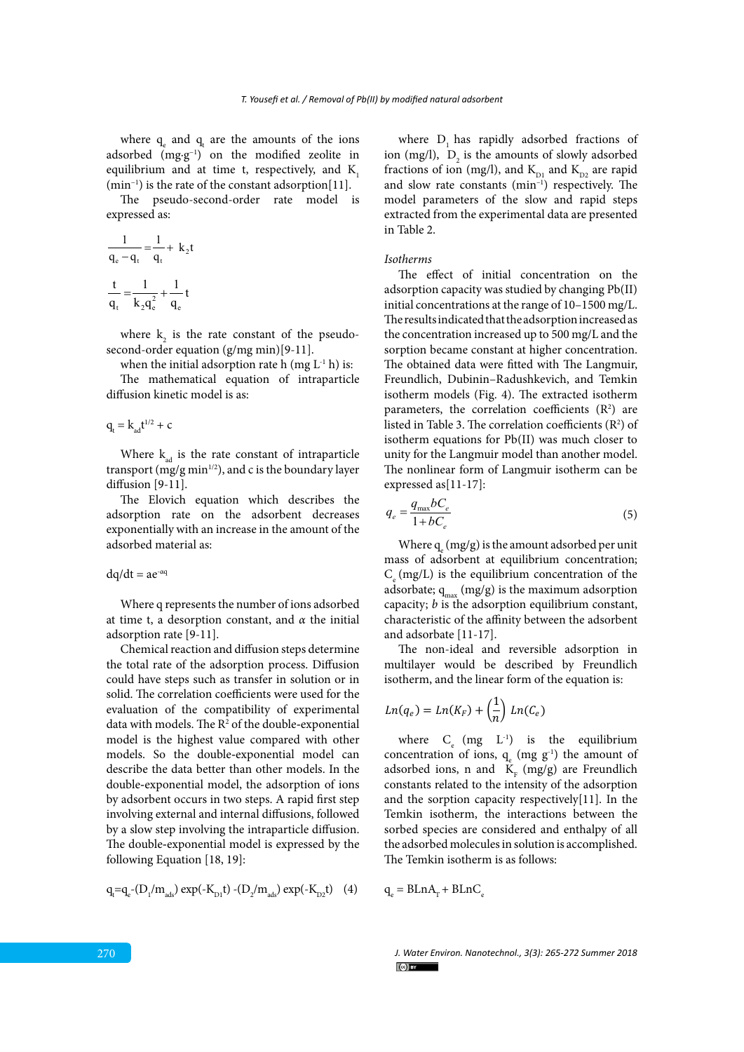where $q_e$ and $q_t$ are the amounts of the ions adsorbed ($mg{\cdot}g^{-1}$) on the modified zeolite in equilibrium and at time t, respectively, and $K_1$ ($min^{-1}$) is the rate of the constant adsorption[11].

The pseudo-second-order rate model is expressed as:

$$\frac{1}{q_e - q_t} = \frac{1}{q_t} + k_2 t$$

$$\frac{t}{q_t} = \frac{1}{k_2 q_e^2} + \frac{1}{q_e} t$$

where $k_2$ is the rate constant of the pseudo-second-order equation (g/mg min)[9-11].

when the initial adsorption rate h (mg $L^{-1}$ h) is:

The mathematical equation of intraparticle diffusion kinetic model is as:

$$q_t = k_{ad} t^{1/2} + c$$

Where $k_{ad}$ is the rate constant of intraparticle transport (mg/g $min^{1/2}$), and c is the boundary layer diffusion [9-11].

The Elovich equation which describes the adsorption rate on the adsorbent decreases exponentially with an increase in the amount of the adsorbed material as:

$$dq/dt = ae^{-aq}$$

Where q represents the number of ions adsorbed at time t, a desorption constant, and $\alpha$ the initial adsorption rate [9-11].

Chemical reaction and diffusion steps determine the total rate of the adsorption process. Diffusion could have steps such as transfer in solution or in solid. The correlation coefficients were used for the evaluation of the compatibility of experimental data with models. The $R^2$ of the double-exponential model is the highest value compared with other models. So the double-exponential model can describe the data better than other models. In the double-exponential model, the adsorption of ions by adsorbent occurs in two steps. A rapid first step involving external and internal diffusions, followed by a slow step involving the intraparticle diffusion. The double-exponential model is expressed by the following Equation [18, 19]:

$$q_t = q_e - (D_1/m_{ads}) \exp(-K_{D1} t) - (D_2/m_{ads}) \exp(-K_{D2} t) \quad (4)$$

where $D_1$ has rapidly adsorbed fractions of ion (mg/l), $D_2$ is the amounts of slowly adsorbed fractions of ion (mg/l), and $K_{D1}$ and $K_{D2}$ are rapid and slow rate constants ($min^{-1}$) respectively. The model parameters of the slow and rapid steps extracted from the experimental data are presented in Table 2.

*Isotherms*

The effect of initial concentration on the adsorption capacity was studied by changing Pb(II) initial concentrations at the range of 10–1500 mg/L. The results indicated that the adsorption increased as the concentration increased up to 500 mg/L and the sorption became constant at higher concentration. The obtained data were fitted with The Langmuir, Freundlich, Dubinin–Radushkevich, and Temkin isotherm models (Fig. 4). The extracted isotherm parameters, the correlation coefficients ($R^2$) are listed in Table 3. The correlation coefficients ($R^2$) of isotherm equations for Pb(II) was much closer to unity for the Langmuir model than another model. The nonlinear form of Langmuir isotherm can be expressed as[11-17]:

$$q_e = \frac{q_{max} b C_e}{1 + b C_e} \quad (5)$$

Where $q_e$ (mg/g) is the amount adsorbed per unit mass of adsorbent at equilibrium concentration; $C_e$ (mg/L) is the equilibrium concentration of the adsorbate; $q_{max}$ (mg/g) is the maximum adsorption capacity; *b* is the adsorption equilibrium constant, characteristic of the affinity between the adsorbent and adsorbate [11-17].

The non-ideal and reversible adsorption in multilayer would be described by Freundlich isotherm, and the linear form of the equation is:

$$Ln(q_e) = Ln(K_F) + \left(\frac{1}{n}\right) Ln(C_e)$$

where $C_e$ (mg $L^{-1}$) is the equilibrium concentration of ions, $q_e$ (mg $g^{-1}$) the amount of adsorbed ions, n and $K_F$ (mg/g) are Freundlich constants related to the intensity of the adsorption and the sorption capacity respectively[11]. In the Temkin isotherm, the interactions between the sorbed species are considered and enthalpy of all the adsorbed molecules in solution is accomplished. The Temkin isotherm is as follows:

$$q_e = B Ln A_T + B Ln C_e$$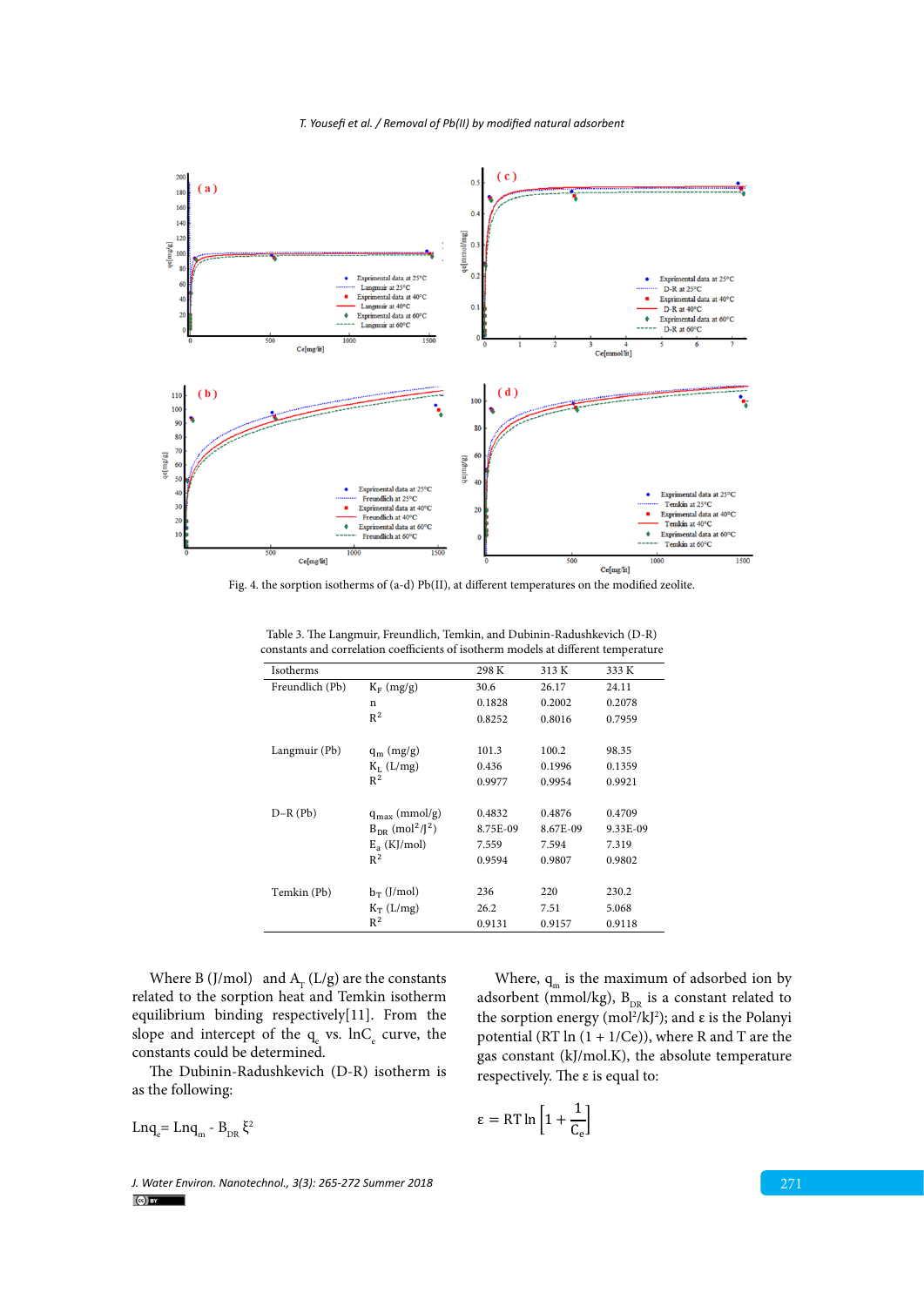Fig. 4. the sorption isotherms of (a-d) Pb(II), at different temperatures on the modified zeolite.

Table 3. The Langmuir, Freundlich, Temkin, and Dubinin-Radushkevich (D-R) constants and correlation coefficients of isotherm models at different temperature

| Isotherms | | 298 K | 313 K | 333 K |
|---|---|---|---|---|
| Freundlich (Pb) | $K_F$ (mg/g) | 30.6 | 26.17 | 24.11 |
| | n | 0.1828 | 0.2002 | 0.2078 |
| | $R^2$ | 0.8252 | 0.8016 | 0.7959 |
| Langmuir (Pb) | $q_m$ (mg/g) | 101.3 | 100.2 | 98.35 |
| | $K_L$ (L/mg) | 0.436 | 0.1996 | 0.1359 |
| | $R^2$ | 0.9977 | 0.9954 | 0.9921 |
| D–R (Pb) | $q_{max}$ (mmol/g) | 0.4832 | 0.4876 | 0.4709 |
| | $B_{DR}$ ($mol^2/J^2$) | 8.75E-09 | 8.67E-09 | 9.33E-09 |
| | $E_a$ (KJ/mol) | 7.559 | 7.594 | 7.319 |
| | $R^2$ | 0.9594 | 0.9807 | 0.9802 |
| Temkin (Pb) | $b_T$ (J/mol) | 236 | 220 | 230.2 |
| | $K_T$ (L/mg) | 26.2 | 7.51 | 5.068 |
| | $R^2$ | 0.9131 | 0.9157 | 0.9118 |

Where B (J/mol) and $A_T$ (L/g) are the constants related to the sorption heat and Temkin isotherm equilibrium binding respectively[11]. From the slope and intercept of the $q_e$ vs. $\ln C_e$ curve, the constants could be determined.

The Dubinin-Radushkevich (D-R) isotherm is as the following:

$$\ln q_e = \ln q_m - B_{DR}\, \xi^2$$

Where, $q_m$ is the maximum of adsorbed ion by adsorbent (mmol/kg), $B_{DR}$ is a constant related to the sorption energy ($mol^2/kJ^2$); and ε is the Polanyi potential (RT ln (1 + 1/Ce)), where R and T are the gas constant (kJ/mol.K), the absolute temperature respectively. The ε is equal to:

$$\varepsilon = RT \ln\left[1 + \frac{1}{C_e}\right]$$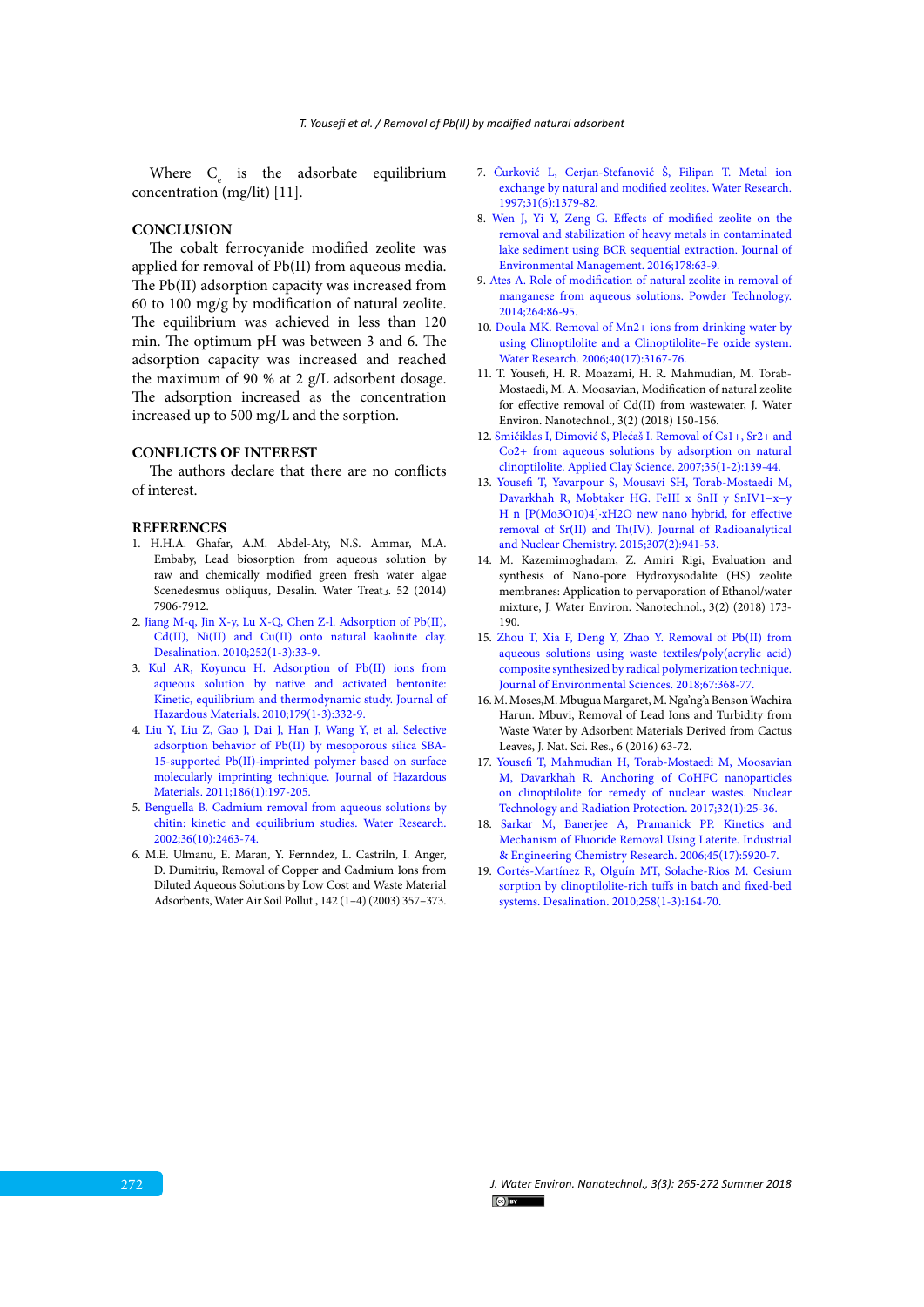Where $C_e$ is the adsorbate equilibrium concentration (mg/lit) [11].

## CONCLUSION

The cobalt ferrocyanide modified zeolite was applied for removal of Pb(II) from aqueous media. The Pb(II) adsorption capacity was increased from 60 to 100 mg/g by modification of natural zeolite. The equilibrium was achieved in less than 120 min. The optimum pH was between 3 and 6. The adsorption capacity was increased and reached the maximum of 90 % at 2 g/L adsorbent dosage. The adsorption increased as the concentration increased up to 500 mg/L and the sorption.

## CONFLICTS OF INTEREST

The authors declare that there are no conflicts of interest.

## REFERENCES

1. H.H.A. Ghafar, A.M. Abdel-Aty, N.S. Ammar, M.A. Embaby, Lead biosorption from aqueous solution by raw and chemically modified green fresh water algae Scenedesmus obliquus, Desalin. Water Treat. 52 (2014) 7906-7912.
2. Jiang M-q, Jin X-y, Lu X-Q, Chen Z-l. Adsorption of Pb(II), Cd(II), Ni(II) and Cu(II) onto natural kaolinite clay. Desalination. 2010;252(1-3):33-9.
3. Kul AR, Koyuncu H. Adsorption of Pb(II) ions from aqueous solution by native and activated bentonite: Kinetic, equilibrium and thermodynamic study. Journal of Hazardous Materials. 2010;179(1-3):332-9.
4. Liu Y, Liu Z, Gao J, Dai J, Han J, Wang Y, et al. Selective adsorption behavior of Pb(II) by mesoporous silica SBA-15-supported Pb(II)-imprinted polymer based on surface molecularly imprinting technique. Journal of Hazardous Materials. 2011;186(1):197-205.
5. Benguella B. Cadmium removal from aqueous solutions by chitin: kinetic and equilibrium studies. Water Research. 2002;36(10):2463-74.
6. M.E. Ulmanu, E. Maran, Y. Fernndez, L. Castriln, I. Anger, D. Dumitriu, Removal of Copper and Cadmium Ions from Diluted Aqueous Solutions by Low Cost and Waste Material Adsorbents, Water Air Soil Pollut., 142 (1–4) (2003) 357–373.
7. Ćurković L, Cerjan-Stefanović Š, Filipan T. Metal ion exchange by natural and modified zeolites. Water Research. 1997;31(6):1379-82.
8. Wen J, Yi Y, Zeng G. Effects of modified zeolite on the removal and stabilization of heavy metals in contaminated lake sediment using BCR sequential extraction. Journal of Environmental Management. 2016;178:63-9.
9. Ates A. Role of modification of natural zeolite in removal of manganese from aqueous solutions. Powder Technology. 2014;264:86-95.
10. Doula MK. Removal of Mn2+ ions from drinking water by using Clinoptilolite and a Clinoptilolite–Fe oxide system. Water Research. 2006;40(17):3167-76.
11. T. Yousefi, H. R. Moazami, H. R. Mahmudian, M. Torab-Mostaedi, M. A. Moosavian, Modification of natural zeolite for effective removal of Cd(II) from wastewater, J. Water Environ. Nanotechnol., 3(2) (2018) 150-156.
12. Smičiklas I, Dimović S, Plećaš I. Removal of Cs1+, Sr2+ and Co2+ from aqueous solutions by adsorption on natural clinoptilolite. Applied Clay Science. 2007;35(1-2):139-44.
13. Yousefi T, Yavarpour S, Mousavi SH, Torab-Mostaedi M, Davarkhah R, Mobtaker HG. FeIII x SnII y SnIV1−x−y H n [P(Mo3O10)4]·xH2O new nano hybrid, for effective removal of Sr(II) and Th(IV). Journal of Radioanalytical and Nuclear Chemistry. 2015;307(2):941-53.
14. M. Kazemimoghadam, Z. Amiri Rigi, Evaluation and synthesis of Nano-pore Hydroxysodalite (HS) zeolite membranes: Application to pervaporation of Ethanol/water mixture, J. Water Environ. Nanotechnol., 3(2) (2018) 173-190.
15. Zhou T, Xia F, Deng Y, Zhao Y. Removal of Pb(II) from aqueous solutions using waste textiles/poly(acrylic acid) composite synthesized by radical polymerization technique. Journal of Environmental Sciences. 2018;67:368-77.
16. M. Moses,M. Mbugua Margaret, M. Nga'ng'a Benson Wachira Harun. Mbuvi, Removal of Lead Ions and Turbidity from Waste Water by Adsorbent Materials Derived from Cactus Leaves, J. Nat. Sci. Res., 6 (2016) 63-72.
17. Yousefi T, Mahmudian H, Torab-Mostaedi M, Moosavian M, Davarkhah R. Anchoring of CoHFC nanoparticles on clinoptilolite for remedy of nuclear wastes. Nuclear Technology and Radiation Protection. 2017;32(1):25-36.
18. Sarkar M, Banerjee A, Pramanick PP. Kinetics and Mechanism of Fluoride Removal Using Laterite. Industrial & Engineering Chemistry Research. 2006;45(17):5920-7.
19. Cortés-Martínez R, Olguín MT, Solache-Ríos M. Cesium sorption by clinoptilolite-rich tuffs in batch and fixed-bed systems. Desalination. 2010;258(1-3):164-70.